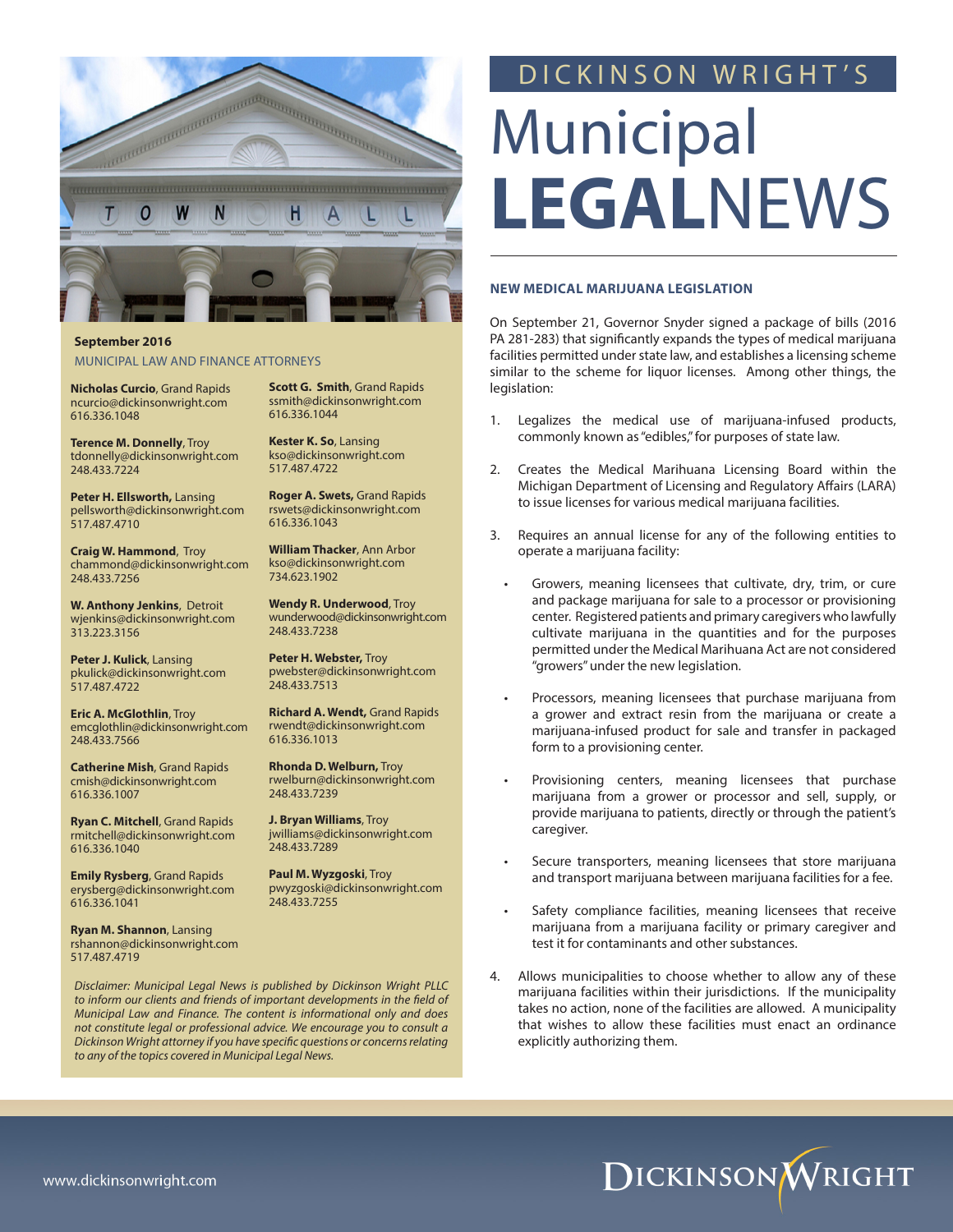# DICKINSON WRIGHT'S Municipal LEGALNEWS

**September 2016**

MUNICIPAL LAW AND FINANCE ATTORNEYS

**Nicholas Curcio**, Grand Rapids
ncurcio@dickinsonwright.com
616.336.1048

**Terence M. Donnelly**, Troy
tdonnelly@dickinsonwright.com
248.433.7224

**Peter H. Ellsworth,** Lansing
pellsworth@dickinsonwright.com
517.487.4710

**Craig W. Hammond**, Troy
chammond@dickinsonwright.com
248.433.7256

**W. Anthony Jenkins**, Detroit
wjenkins@dickinsonwright.com
313.223.3156

**Peter J. Kulick**, Lansing
pkulick@dickinsonwright.com
517.487.4722

**Eric A. McGlothlin**, Troy
emcglothlin@dickinsonwright.com
248.433.7566

**Catherine Mish**, Grand Rapids
cmish@dickinsonwright.com
616.336.1007

**Ryan C. Mitchell**, Grand Rapids
rmitchell@dickinsonwright.com
616.336.1040

**Emily Rysberg**, Grand Rapids
erysberg@dickinsonwright.com
616.336.1041

**Ryan M. Shannon**, Lansing
rshannon@dickinsonwright.com
517.487.4719

**Scott G. Smith**, Grand Rapids
ssmith@dickinsonwright.com
616.336.1044

**Kester K. So**, Lansing
kso@dickinsonwright.com
517.487.4722

**Roger A. Swets,** Grand Rapids
rswets@dickinsonwright.com
616.336.1043

**William Thacker**, Ann Arbor
kso@dickinsonwright.com
734.623.1902

**Wendy R. Underwood**, Troy
wunderwood@dickinsonwright.com
248.433.7238

**Peter H. Webster,** Troy
pwebster@dickinsonwright.com
248.433.7513

**Richard A. Wendt,** Grand Rapids
rwendt@dickinsonwright.com
616.336.1013

**Rhonda D. Welburn,** Troy
rwelburn@dickinsonwright.com
248.433.7239

**J. Bryan Williams**, Troy
jwilliams@dickinsonwright.com
248.433.7289

**Paul M. Wyzgoski**, Troy
pwyzgoski@dickinsonwright.com
248.433.7255

*Disclaimer: Municipal Legal News is published by Dickinson Wright PLLC to inform our clients and friends of important developments in the field of Municipal Law and Finance. The content is informational only and does not constitute legal or professional advice. We encourage you to consult a Dickinson Wright attorney if you have specific questions or concerns relating to any of the topics covered in Municipal Legal News.*

## NEW MEDICAL MARIJUANA LEGISLATION

On September 21, Governor Snyder signed a package of bills (2016 PA 281-283) that significantly expands the types of medical marijuana facilities permitted under state law, and establishes a licensing scheme similar to the scheme for liquor licenses. Among other things, the legislation:

1. Legalizes the medical use of marijuana-infused products, commonly known as "edibles," for purposes of state law.
2. Creates the Medical Marihuana Licensing Board within the Michigan Department of Licensing and Regulatory Affairs (LARA) to issue licenses for various medical marijuana facilities.
3. Requires an annual license for any of the following entities to operate a marijuana facility:
   - Growers, meaning licensees that cultivate, dry, trim, or cure and package marijuana for sale to a processor or provisioning center. Registered patients and primary caregivers who lawfully cultivate marijuana in the quantities and for the purposes permitted under the Medical Marihuana Act are not considered "growers" under the new legislation.
   - Processors, meaning licensees that purchase marijuana from a grower and extract resin from the marijuana or create a marijuana-infused product for sale and transfer in packaged form to a provisioning center.
   - Provisioning centers, meaning licensees that purchase marijuana from a grower or processor and sell, supply, or provide marijuana to patients, directly or through the patient's caregiver.
   - Secure transporters, meaning licensees that store marijuana and transport marijuana between marijuana facilities for a fee.
   - Safety compliance facilities, meaning licensees that receive marijuana from a marijuana facility or primary caregiver and test it for contaminants and other substances.
4. Allows municipalities to choose whether to allow any of these marijuana facilities within their jurisdictions. If the municipality takes no action, none of the facilities are allowed. A municipality that wishes to allow these facilities must enact an ordinance explicitly authorizing them.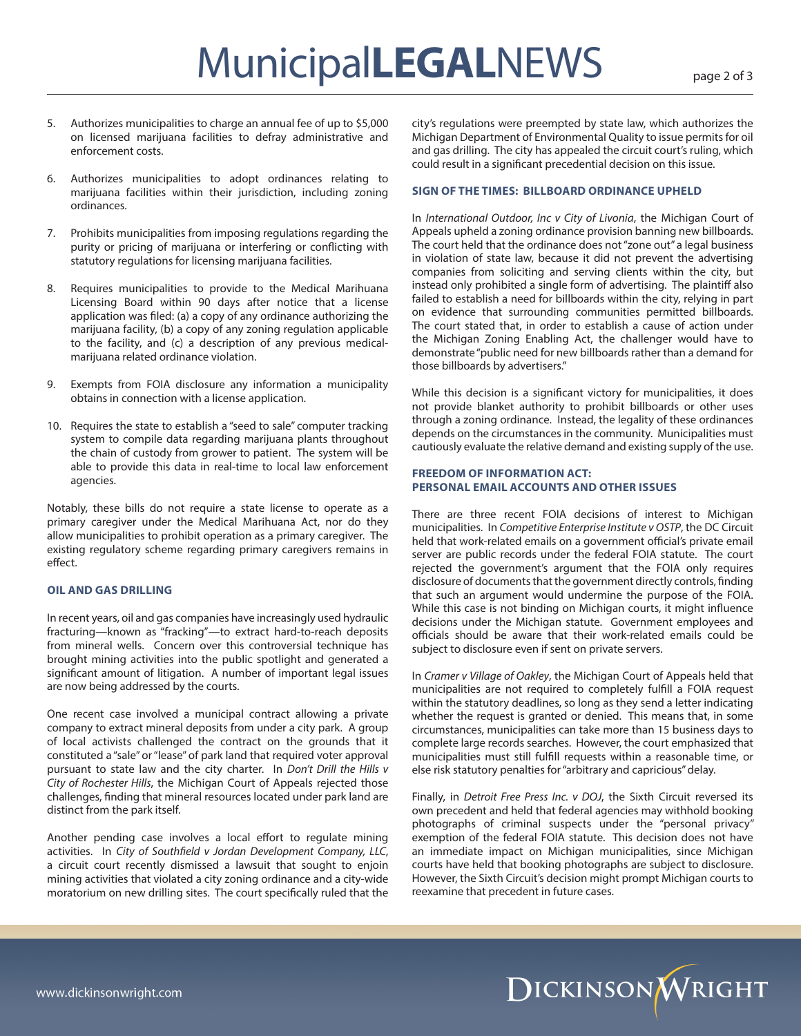5. Authorizes municipalities to charge an annual fee of up to $5,000 on licensed marijuana facilities to defray administrative and enforcement costs.

6. Authorizes municipalities to adopt ordinances relating to marijuana facilities within their jurisdiction, including zoning ordinances.

7. Prohibits municipalities from imposing regulations regarding the purity or pricing of marijuana or interfering or conflicting with statutory regulations for licensing marijuana facilities.

8. Requires municipalities to provide to the Medical Marihuana Licensing Board within 90 days after notice that a license application was filed: (a) a copy of any ordinance authorizing the marijuana facility, (b) a copy of any zoning regulation applicable to the facility, and (c) a description of any previous medical-marijuana related ordinance violation.

9. Exempts from FOIA disclosure any information a municipality obtains in connection with a license application.

10. Requires the state to establish a "seed to sale" computer tracking system to compile data regarding marijuana plants throughout the chain of custody from grower to patient. The system will be able to provide this data in real-time to local law enforcement agencies.

Notably, these bills do not require a state license to operate as a primary caregiver under the Medical Marihuana Act, nor do they allow municipalities to prohibit operation as a primary caregiver. The existing regulatory scheme regarding primary caregivers remains in effect.

### OIL AND GAS DRILLING

In recent years, oil and gas companies have increasingly used hydraulic fracturing—known as "fracking"—to extract hard-to-reach deposits from mineral wells. Concern over this controversial technique has brought mining activities into the public spotlight and generated a significant amount of litigation. A number of important legal issues are now being addressed by the courts.

One recent case involved a municipal contract allowing a private company to extract mineral deposits from under a city park. A group of local activists challenged the contract on the grounds that it constituted a "sale" or "lease" of park land that required voter approval pursuant to state law and the city charter. In *Don't Drill the Hills v City of Rochester Hills*, the Michigan Court of Appeals rejected those challenges, finding that mineral resources located under park land are distinct from the park itself.

Another pending case involves a local effort to regulate mining activities. In *City of Southfield v Jordan Development Company, LLC*, a circuit court recently dismissed a lawsuit that sought to enjoin mining activities that violated a city zoning ordinance and a city-wide moratorium on new drilling sites. The court specifically ruled that the city's regulations were preempted by state law, which authorizes the Michigan Department of Environmental Quality to issue permits for oil and gas drilling. The city has appealed the circuit court's ruling, which could result in a significant precedential decision on this issue.

### SIGN OF THE TIMES: BILLBOARD ORDINANCE UPHELD

In *International Outdoor, Inc v City of Livonia*, the Michigan Court of Appeals upheld a zoning ordinance provision banning new billboards. The court held that the ordinance does not "zone out" a legal business in violation of state law, because it did not prevent the advertising companies from soliciting and serving clients within the city, but instead only prohibited a single form of advertising. The plaintiff also failed to establish a need for billboards within the city, relying in part on evidence that surrounding communities permitted billboards. The court stated that, in order to establish a cause of action under the Michigan Zoning Enabling Act, the challenger would have to demonstrate "public need for new billboards rather than a demand for those billboards by advertisers."

While this decision is a significant victory for municipalities, it does not provide blanket authority to prohibit billboards or other uses through a zoning ordinance. Instead, the legality of these ordinances depends on the circumstances in the community. Municipalities must cautiously evaluate the relative demand and existing supply of the use.

### FREEDOM OF INFORMATION ACT: PERSONAL EMAIL ACCOUNTS AND OTHER ISSUES

There are three recent FOIA decisions of interest to Michigan municipalities. In *Competitive Enterprise Institute v OSTP*, the DC Circuit held that work-related emails on a government official's private email server are public records under the federal FOIA statute. The court rejected the government's argument that the FOIA only requires disclosure of documents that the government directly controls, finding that such an argument would undermine the purpose of the FOIA. While this case is not binding on Michigan courts, it might influence decisions under the Michigan statute. Government employees and officials should be aware that their work-related emails could be subject to disclosure even if sent on private servers.

In *Cramer v Village of Oakley*, the Michigan Court of Appeals held that municipalities are not required to completely fulfill a FOIA request within the statutory deadlines, so long as they send a letter indicating whether the request is granted or denied. This means that, in some circumstances, municipalities can take more than 15 business days to complete large records searches. However, the court emphasized that municipalities must still fulfill requests within a reasonable time, or else risk statutory penalties for "arbitrary and capricious" delay.

Finally, in *Detroit Free Press Inc. v DOJ*, the Sixth Circuit reversed its own precedent and held that federal agencies may withhold booking photographs of criminal suspects under the "personal privacy" exemption of the federal FOIA statute. This decision does not have an immediate impact on Michigan municipalities, since Michigan courts have held that booking photographs are subject to disclosure. However, the Sixth Circuit's decision might prompt Michigan courts to reexamine that precedent in future cases.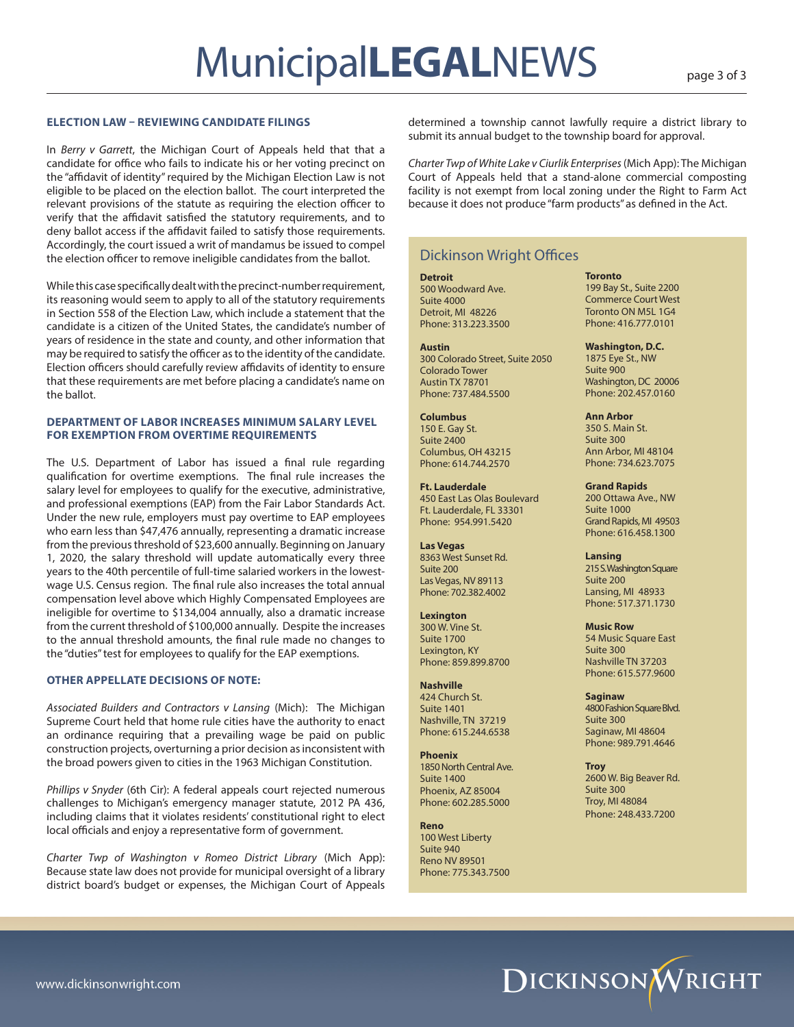## ELECTION LAW – REVIEWING CANDIDATE FILINGS

In *Berry v Garrett*, the Michigan Court of Appeals held that that a candidate for office who fails to indicate his or her voting precinct on the "affidavit of identity" required by the Michigan Election Law is not eligible to be placed on the election ballot. The court interpreted the relevant provisions of the statute as requiring the election officer to verify that the affidavit satisfied the statutory requirements, and to deny ballot access if the affidavit failed to satisfy those requirements. Accordingly, the court issued a writ of mandamus be issued to compel the election officer to remove ineligible candidates from the ballot.

While this case specifically dealt with the precinct-number requirement, its reasoning would seem to apply to all of the statutory requirements in Section 558 of the Election Law, which include a statement that the candidate is a citizen of the United States, the candidate's number of years of residence in the state and county, and other information that may be required to satisfy the officer as to the identity of the candidate. Election officers should carefully review affidavits of identity to ensure that these requirements are met before placing a candidate's name on the ballot.

## DEPARTMENT OF LABOR INCREASES MINIMUM SALARY LEVEL FOR EXEMPTION FROM OVERTIME REQUIREMENTS

The U.S. Department of Labor has issued a final rule regarding qualification for overtime exemptions. The final rule increases the salary level for employees to qualify for the executive, administrative, and professional exemptions (EAP) from the Fair Labor Standards Act. Under the new rule, employers must pay overtime to EAP employees who earn less than $47,476 annually, representing a dramatic increase from the previous threshold of $23,600 annually. Beginning on January 1, 2020, the salary threshold will update automatically every three years to the 40th percentile of full-time salaried workers in the lowest-wage U.S. Census region. The final rule also increases the total annual compensation level above which Highly Compensated Employees are ineligible for overtime to $134,004 annually, also a dramatic increase from the current threshold of $100,000 annually. Despite the increases to the annual threshold amounts, the final rule made no changes to the "duties" test for employees to qualify for the EAP exemptions.

## OTHER APPELLATE DECISIONS OF NOTE:

*Associated Builders and Contractors v Lansing* (Mich): The Michigan Supreme Court held that home rule cities have the authority to enact an ordinance requiring that a prevailing wage be paid on public construction projects, overturning a prior decision as inconsistent with the broad powers given to cities in the 1963 Michigan Constitution.

*Phillips v Snyder* (6th Cir): A federal appeals court rejected numerous challenges to Michigan's emergency manager statute, 2012 PA 436, including claims that it violates residents' constitutional right to elect local officials and enjoy a representative form of government.

*Charter Twp of Washington v Romeo District Library* (Mich App): Because state law does not provide for municipal oversight of a library district board's budget or expenses, the Michigan Court of Appeals determined a township cannot lawfully require a district library to submit its annual budget to the township board for approval.

*Charter Twp of White Lake v Ciurlik Enterprises* (Mich App): The Michigan Court of Appeals held that a stand-alone commercial composting facility is not exempt from local zoning under the Right to Farm Act because it does not produce "farm products" as defined in the Act.

## Dickinson Wright Offices

**Detroit**
500 Woodward Ave.
Suite 4000
Detroit, MI 48226
Phone: 313.223.3500

**Austin**
300 Colorado Street, Suite 2050
Colorado Tower
Austin TX 78701
Phone: 737.484.5500

**Columbus**
150 E. Gay St.
Suite 2400
Columbus, OH 43215
Phone: 614.744.2570

**Ft. Lauderdale**
450 East Las Olas Boulevard
Ft. Lauderdale, FL 33301
Phone: 954.991.5420

**Las Vegas**
8363 West Sunset Rd.
Suite 200
Las Vegas, NV 89113
Phone: 702.382.4002

**Lexington**
300 W. Vine St.
Suite 1700
Lexington, KY
Phone: 859.899.8700

**Nashville**
424 Church St.
Suite 1401
Nashville, TN 37219
Phone: 615.244.6538

**Phoenix**
1850 North Central Ave.
Suite 1400
Phoenix, AZ 85004
Phone: 602.285.5000

**Reno**
100 West Liberty
Suite 940
Reno NV 89501
Phone: 775.343.7500

**Toronto**
199 Bay St., Suite 2200
Commerce Court West
Toronto ON M5L 1G4
Phone: 416.777.0101

**Washington, D.C.**
1875 Eye St., NW
Suite 900
Washington, DC 20006
Phone: 202.457.0160

**Ann Arbor**
350 S. Main St.
Suite 300
Ann Arbor, MI 48104
Phone: 734.623.7075

**Grand Rapids**
200 Ottawa Ave., NW
Suite 1000
Grand Rapids, MI 49503
Phone: 616.458.1300

**Lansing**
215 S.Washington Square
Suite 200
Lansing, MI 48933
Phone: 517.371.1730

**Music Row**
54 Music Square East
Suite 300
Nashville TN 37203
Phone: 615.577.9600

**Saginaw**
4800 Fashion Square Blvd.
Suite 300
Saginaw, MI 48604
Phone: 989.791.4646

**Troy**
2600 W. Big Beaver Rd.
Suite 300
Troy, MI 48084
Phone: 248.433.7200

www.dickinsonwright.com

DICKINSON WRIGHT